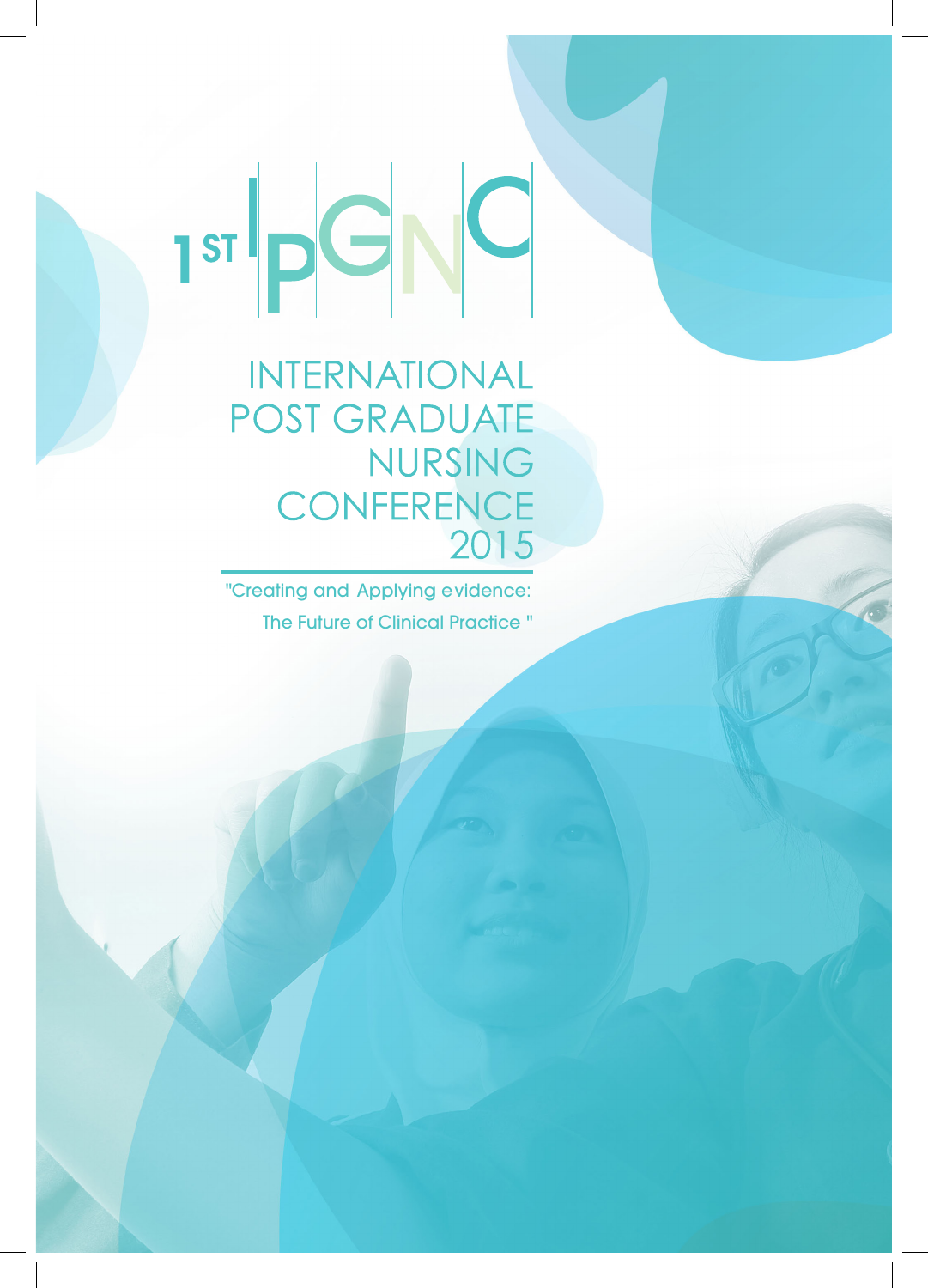# 1ST IPGNC

## INTERNATIONAL POST GRADUATE NURSING CONFERENCE 2015

"Creating and Applying evidence: The Future of Clinical Practice "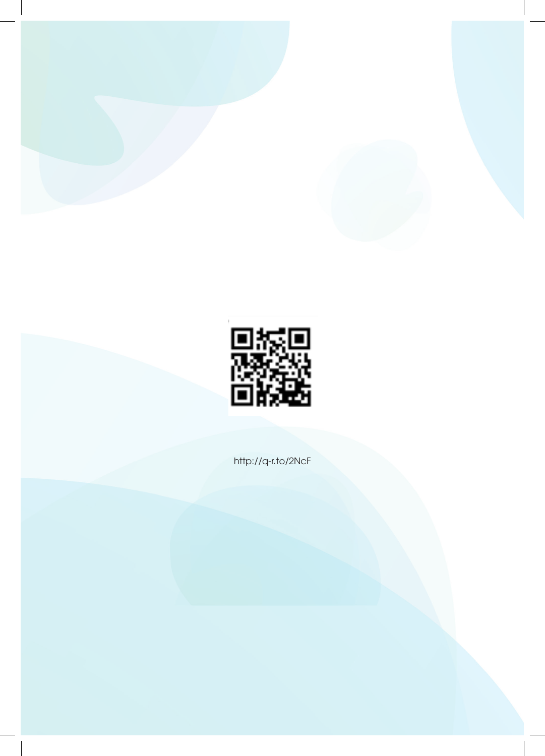http://q-r.to/2NcF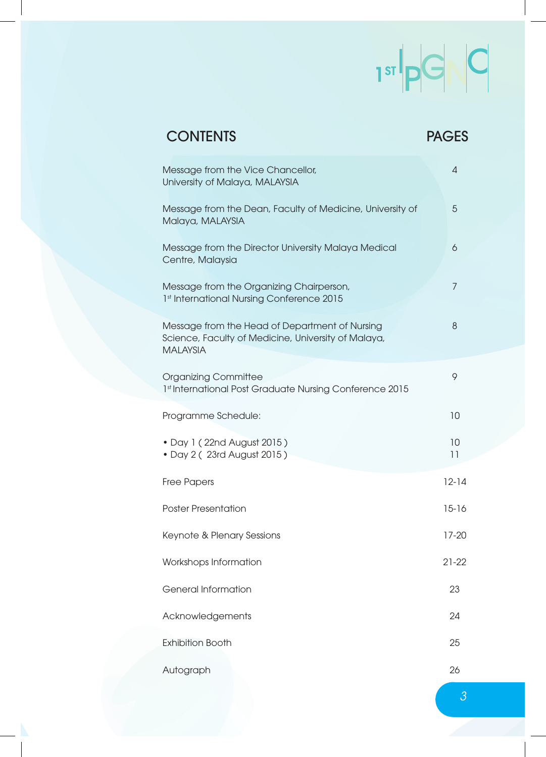# CONTENTS

| CONTENTS | PAGES |
|---|---|
| Message from the Vice Chancellor, University of Malaya, MALAYSIA | 4 |
| Message from the Dean, Faculty of Medicine, University of Malaya, MALAYSIA | 5 |
| Message from the Director University Malaya Medical Centre, Malaysia | 6 |
| Message from the Organizing Chairperson, 1st International Nursing Conference 2015 | 7 |
| Message from the Head of Department of Nursing Science, Faculty of Medicine, University of Malaya, MALAYSIA | 8 |
| Organizing Committee 1st International Post Graduate Nursing Conference 2015 | 9 |
| Programme Schedule: | 10 |
| • Day 1 ( 22nd August 2015 ) | 10 |
| • Day 2 ( 23rd August 2015 ) | 11 |
| Free Papers | 12-14 |
| Poster Presentation | 15-16 |
| Keynote & Plenary Sessions | 17-20 |
| Workshops Information | 21-22 |
| General Information | 23 |
| Acknowledgements | 24 |
| Exhibition Booth | 25 |
| Autograph | 26 |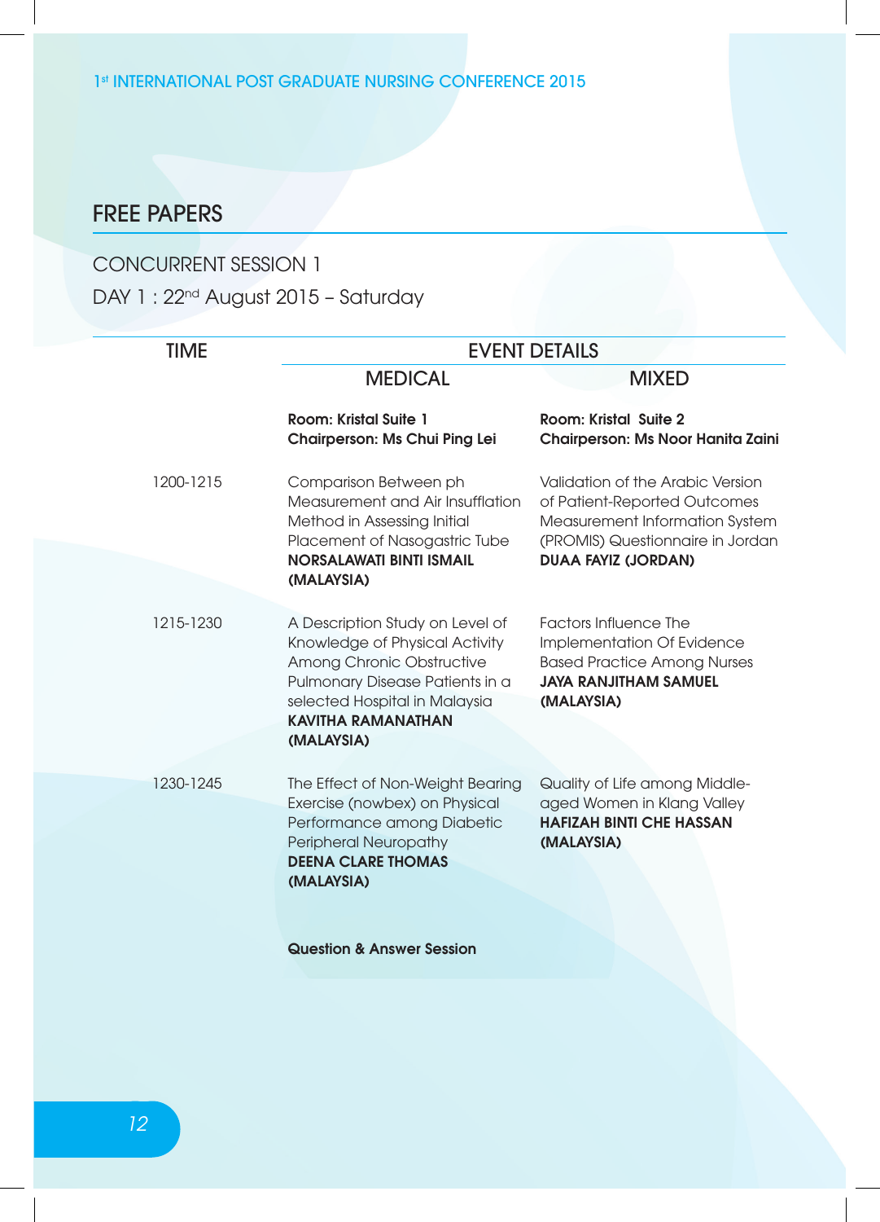## FREE PAPERS

CONCURRENT SESSION 1

DAY 1 : 22nd August 2015 – Saturday

| TIME | EVENT DETAILS | |
|---|---|---|
| | MEDICAL | MIXED |
| | **Room: Kristal Suite 1**<br>**Chairperson: Ms Chui Ping Lei** | **Room: Kristal Suite 2**<br>**Chairperson: Ms Noor Hanita Zaini** |
| 1200-1215 | Comparison Between ph Measurement and Air Insufflation Method in Assessing Initial Placement of Nasogastric Tube<br>**NORSALAWATI BINTI ISMAIL (MALAYSIA)** | Validation of the Arabic Version of Patient-Reported Outcomes Measurement Information System (PROMIS) Questionnaire in Jordan<br>**DUAA FAYIZ (JORDAN)** |
| 1215-1230 | A Description Study on Level of Knowledge of Physical Activity Among Chronic Obstructive Pulmonary Disease Patients in a selected Hospital in Malaysia<br>**KAVITHA RAMANATHAN (MALAYSIA)** | Factors Influence The Implementation Of Evidence Based Practice Among Nurses<br>**JAYA RANJITHAM SAMUEL (MALAYSIA)** |
| 1230-1245 | The Effect of Non-Weight Bearing Exercise (nowbex) on Physical Performance among Diabetic Peripheral Neuropathy<br>**DEENA CLARE THOMAS (MALAYSIA)** | Quality of Life among Middle-aged Women in Klang Valley<br>**HAFIZAH BINTI CHE HASSAN (MALAYSIA)** |
| | **Question & Answer Session** | |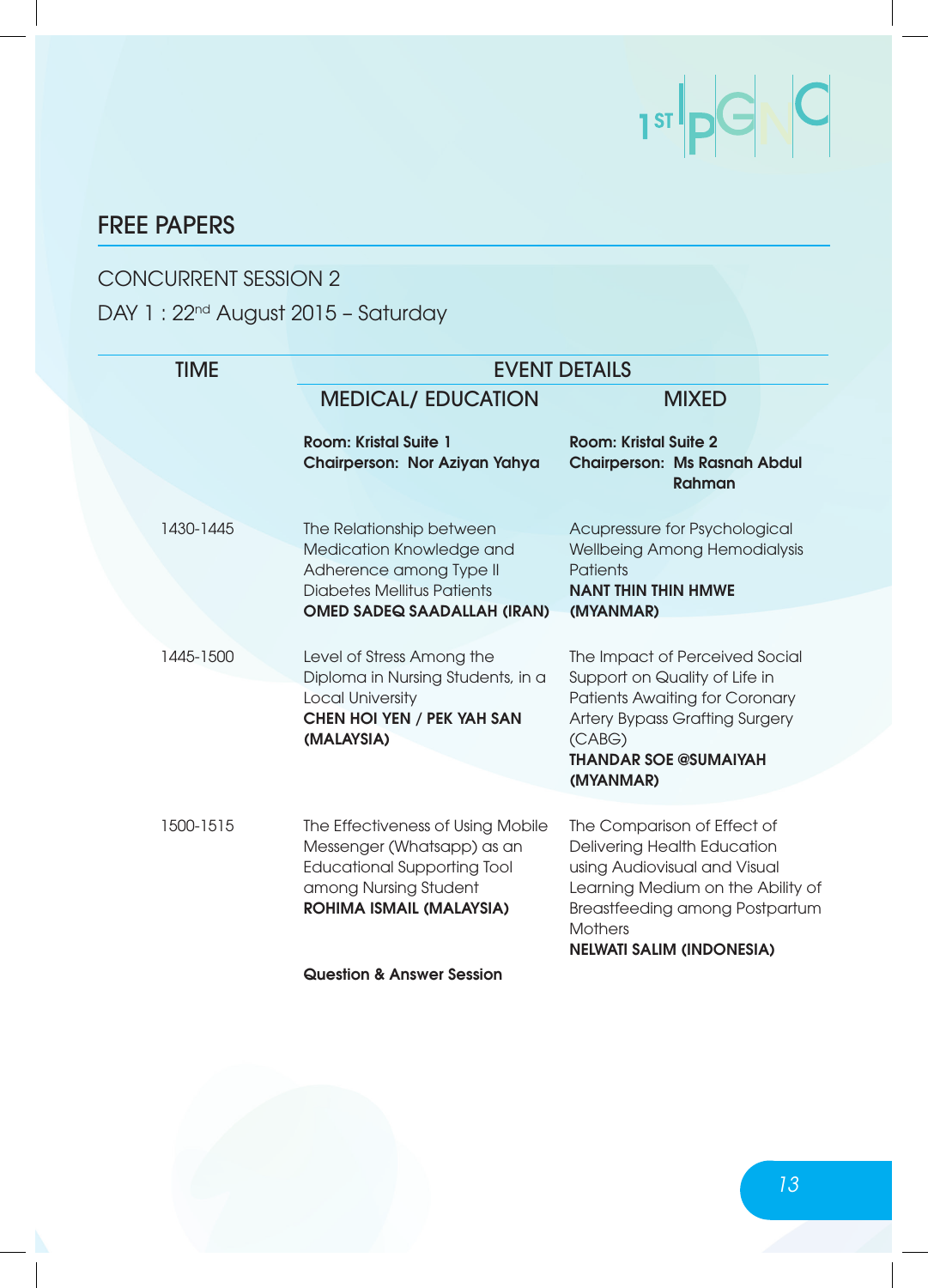## FREE PAPERS

CONCURRENT SESSION 2

DAY 1 : 22nd August 2015 – Saturday

| TIME | EVENT DETAILS | |
|---|---|---|
| | MEDICAL/ EDUCATION | MIXED |
| | **Room: Kristal Suite 1**<br>**Chairperson: Nor Aziyan Yahya** | **Room: Kristal Suite 2**<br>**Chairperson: Ms Rasnah Abdul Rahman** |
| 1430-1445 | The Relationship between Medication Knowledge and Adherence among Type II Diabetes Mellitus Patients<br>**OMED SADEQ SAADALLAH (IRAN)** | Acupressure for Psychological Wellbeing Among Hemodialysis Patients<br>**NANT THIN THIN HMWE (MYANMAR)** |
| 1445-1500 | Level of Stress Among the Diploma in Nursing Students, in a Local University<br>**CHEN HOI YEN / PEK YAH SAN (MALAYSIA)** | The Impact of Perceived Social Support on Quality of Life in Patients Awaiting for Coronary Artery Bypass Grafting Surgery (CABG)<br>**THANDAR SOE @SUMAIYAH (MYANMAR)** |
| 1500-1515 | The Effectiveness of Using Mobile Messenger (Whatsapp) as an Educational Supporting Tool among Nursing Student<br>**ROHIMA ISMAIL (MALAYSIA)** | The Comparison of Effect of Delivering Health Education using Audiovisual and Visual Learning Medium on the Ability of Breastfeeding among Postpartum Mothers<br>**NELWATI SALIM (INDONESIA)** |
| | **Question & Answer Session** | |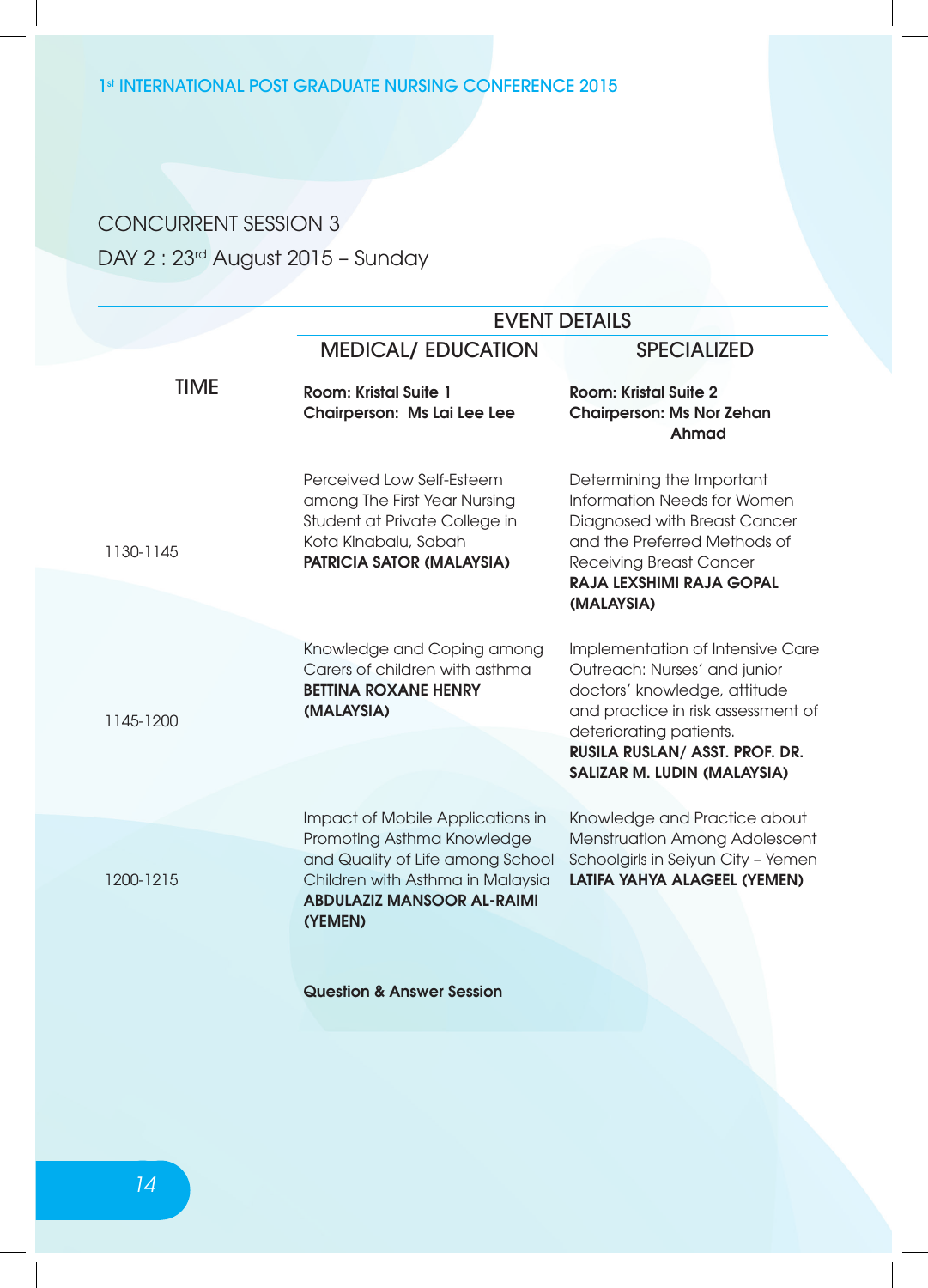# CONCURRENT SESSION 3

## DAY 2 : 23rd August 2015 – Sunday

| TIME | EVENT DETAILS | |
|---|---|---|
| | MEDICAL/ EDUCATION | SPECIALIZED |
| | **Room: Kristal Suite 1**<br>**Chairperson: Ms Lai Lee Lee** | **Room: Kristal Suite 2**<br>**Chairperson: Ms Nor Zehan Ahmad** |
| 1130-1145 | Perceived Low Self-Esteem among The First Year Nursing Student at Private College in Kota Kinabalu, Sabah<br>**PATRICIA SATOR (MALAYSIA)** | Determining the Important Information Needs for Women Diagnosed with Breast Cancer and the Preferred Methods of Receiving Breast Cancer<br>**RAJA LEXSHIMI RAJA GOPAL (MALAYSIA)** |
| 1145-1200 | Knowledge and Coping among Carers of children with asthma<br>**BETTINA ROXANE HENRY (MALAYSIA)** | Implementation of Intensive Care Outreach: Nurses' and junior doctors' knowledge, attitude and practice in risk assessment of deteriorating patients.<br>**RUSILA RUSLAN/ ASST. PROF. DR. SALIZAR M. LUDIN (MALAYSIA)** |
| 1200-1215 | Impact of Mobile Applications in Promoting Asthma Knowledge and Quality of Life among School Children with Asthma in Malaysia<br>**ABDULAZIZ MANSOOR AL-RAIMI (YEMEN)** | Knowledge and Practice about Menstruation Among Adolescent Schoolgirls in Seiyun City – Yemen<br>**LATIFA YAHYA ALAGEEL (YEMEN)** |
| | **Question & Answer Session** | |